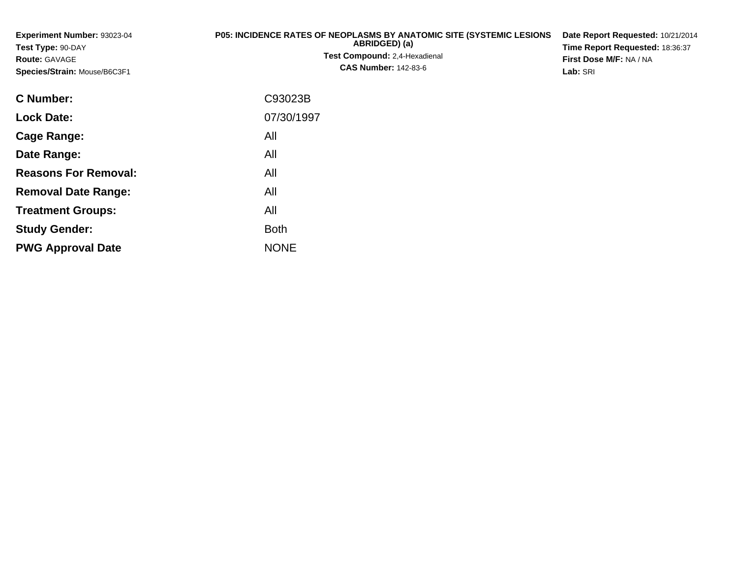**Experiment Number:** 93023-04
**Test Type:** 90-DAY
**Route:** GAVAGE
**Species/Strain:** Mouse/B6C3F1

**P05: INCIDENCE RATES OF NEOPLASMS BY ANATOMIC SITE (SYSTEMIC LESIONS ABRIDGED) (a)**
**Test Compound:** 2,4-Hexadienal
**CAS Number:** 142-83-6

**Date Report Requested:** 10/21/2014
**Time Report Requested:** 18:36:37
**First Dose M/F:** NA / NA
**Lab:** SRI

| | |
|---|---|
| **C Number:** | C93023B |
| **Lock Date:** | 07/30/1997 |
| **Cage Range:** | All |
| **Date Range:** | All |
| **Reasons For Removal:** | All |
| **Removal Date Range:** | All |
| **Treatment Groups:** | All |
| **Study Gender:** | Both |
| **PWG Approval Date** | NONE |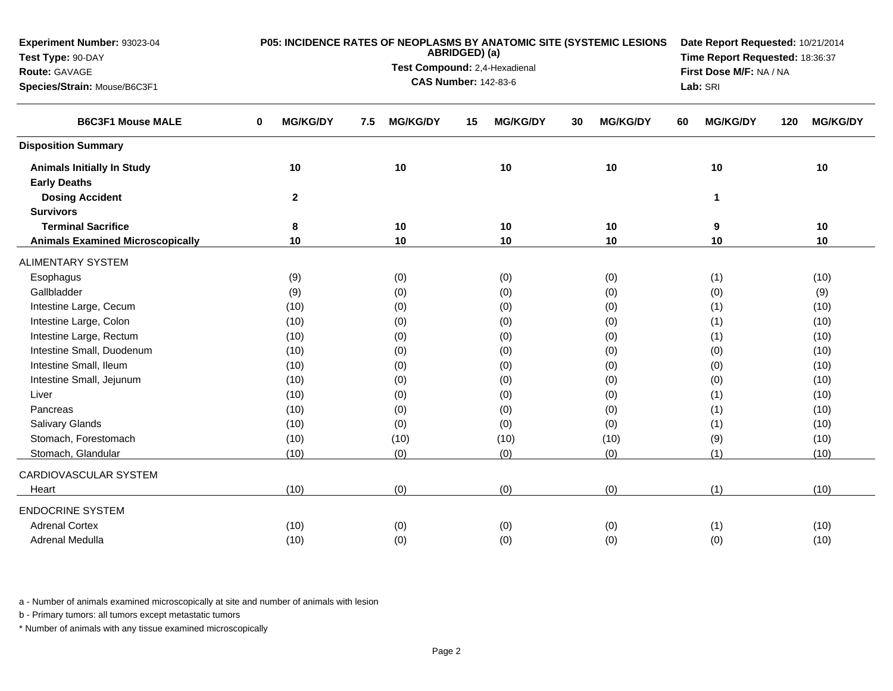**Experiment Number:** 93023-04
**Test Type:** 90-DAY
**Route:** GAVAGE
**Species/Strain:** Mouse/B6C3F1

**P05: INCIDENCE RATES OF NEOPLASMS BY ANATOMIC SITE (SYSTEMIC LESIONS ABRIDGED) (a)**
**Test Compound:** 2,4-Hexadienal
**CAS Number:** 142-83-6

**Date Report Requested:** 10/21/2014
**Time Report Requested:** 18:36:37
**First Dose M/F:** NA / NA
**Lab:** SRI

| B6C3F1 Mouse MALE | 0 MG/KG/DY | 7.5 MG/KG/DY | 15 MG/KG/DY | 30 MG/KG/DY | 60 MG/KG/DY | 120 MG/KG/DY |
|---|---|---|---|---|---|---|
| **Disposition Summary** | | | | | | |
| **Animals Initially In Study** | **10** | **10** | **10** | **10** | **10** | **10** |
| **Early Deaths** | | | | | | |
| **Dosing Accident** | **2** | | | | **1** | |
| **Survivors** | | | | | | |
| **Terminal Sacrifice** | **8** | **10** | **10** | **10** | **9** | **10** |
| **Animals Examined Microscopically** | **10** | **10** | **10** | **10** | **10** | **10** |
| ALIMENTARY SYSTEM | | | | | | |
| Esophagus | (9) | (0) | (0) | (0) | (1) | (10) |
| Gallbladder | (9) | (0) | (0) | (0) | (0) | (9) |
| Intestine Large, Cecum | (10) | (0) | (0) | (0) | (1) | (10) |
| Intestine Large, Colon | (10) | (0) | (0) | (0) | (1) | (10) |
| Intestine Large, Rectum | (10) | (0) | (0) | (0) | (1) | (10) |
| Intestine Small, Duodenum | (10) | (0) | (0) | (0) | (0) | (10) |
| Intestine Small, Ileum | (10) | (0) | (0) | (0) | (0) | (10) |
| Intestine Small, Jejunum | (10) | (0) | (0) | (0) | (0) | (10) |
| Liver | (10) | (0) | (0) | (0) | (1) | (10) |
| Pancreas | (10) | (0) | (0) | (0) | (1) | (10) |
| Salivary Glands | (10) | (0) | (0) | (0) | (1) | (10) |
| Stomach, Forestomach | (10) | (10) | (10) | (10) | (9) | (10) |
| Stomach, Glandular | (10) | (0) | (0) | (0) | (1) | (10) |
| CARDIOVASCULAR SYSTEM | | | | | | |
| Heart | (10) | (0) | (0) | (0) | (1) | (10) |
| ENDOCRINE SYSTEM | | | | | | |
| Adrenal Cortex | (10) | (0) | (0) | (0) | (1) | (10) |
| Adrenal Medulla | (10) | (0) | (0) | (0) | (0) | (10) |

a - Number of animals examined microscopically at site and number of animals with lesion

b - Primary tumors: all tumors except metastatic tumors

* Number of animals with any tissue examined microscopically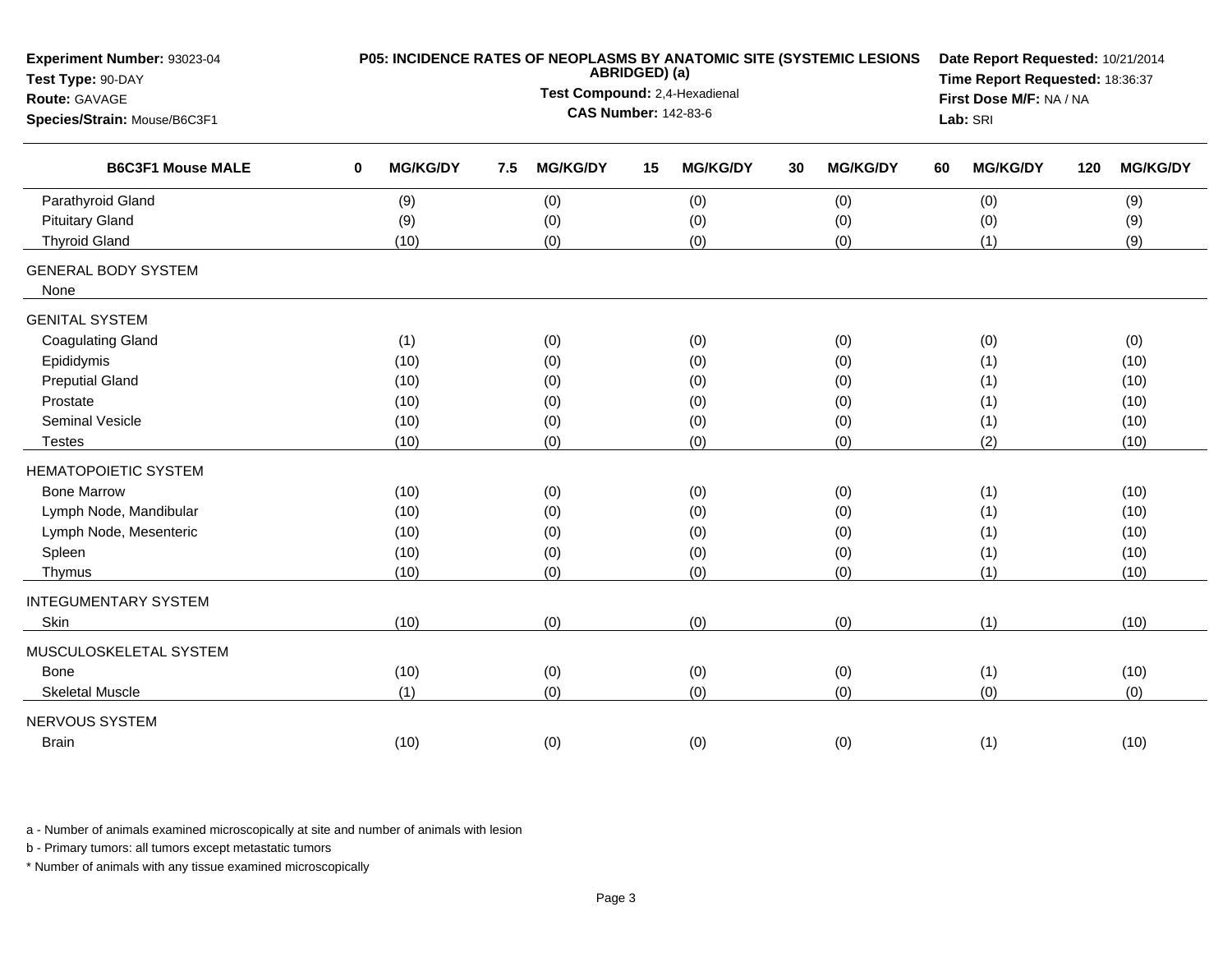**Experiment Number:** 93023-04
**Test Type:** 90-DAY
**Route:** GAVAGE
**Species/Strain:** Mouse/B6C3F1

**P05: INCIDENCE RATES OF NEOPLASMS BY ANATOMIC SITE (SYSTEMIC LESIONS ABRIDGED) (a)**
**Test Compound:** 2,4-Hexadienal
**CAS Number:** 142-83-6

**Date Report Requested:** 10/21/2014
**Time Report Requested:** 18:36:37
**First Dose M/F:** NA / NA
**Lab:** SRI

| B6C3F1 Mouse MALE | 0 MG/KG/DY | 7.5 MG/KG/DY | 15 MG/KG/DY | 30 MG/KG/DY | 60 MG/KG/DY | 120 MG/KG/DY |
|---|---|---|---|---|---|---|
| Parathyroid Gland | (9) | (0) | (0) | (0) | (0) | (9) |
| Pituitary Gland | (9) | (0) | (0) | (0) | (0) | (9) |
| Thyroid Gland | (10) | (0) | (0) | (0) | (1) | (9) |
| GENERAL BODY SYSTEM | | | | | | |
| None | | | | | | |
| GENITAL SYSTEM | | | | | | |
| Coagulating Gland | (1) | (0) | (0) | (0) | (0) | (0) |
| Epididymis | (10) | (0) | (0) | (0) | (1) | (10) |
| Preputial Gland | (10) | (0) | (0) | (0) | (1) | (10) |
| Prostate | (10) | (0) | (0) | (0) | (1) | (10) |
| Seminal Vesicle | (10) | (0) | (0) | (0) | (1) | (10) |
| Testes | (10) | (0) | (0) | (0) | (2) | (10) |
| HEMATOPOIETIC SYSTEM | | | | | | |
| Bone Marrow | (10) | (0) | (0) | (0) | (1) | (10) |
| Lymph Node, Mandibular | (10) | (0) | (0) | (0) | (1) | (10) |
| Lymph Node, Mesenteric | (10) | (0) | (0) | (0) | (1) | (10) |
| Spleen | (10) | (0) | (0) | (0) | (1) | (10) |
| Thymus | (10) | (0) | (0) | (0) | (1) | (10) |
| INTEGUMENTARY SYSTEM | | | | | | |
| Skin | (10) | (0) | (0) | (0) | (1) | (10) |
| MUSCULOSKELETAL SYSTEM | | | | | | |
| Bone | (10) | (0) | (0) | (0) | (1) | (10) |
| Skeletal Muscle | (1) | (0) | (0) | (0) | (0) | (0) |
| NERVOUS SYSTEM | | | | | | |
| Brain | (10) | (0) | (0) | (0) | (1) | (10) |

a - Number of animals examined microscopically at site and number of animals with lesion

b - Primary tumors: all tumors except metastatic tumors

* Number of animals with any tissue examined microscopically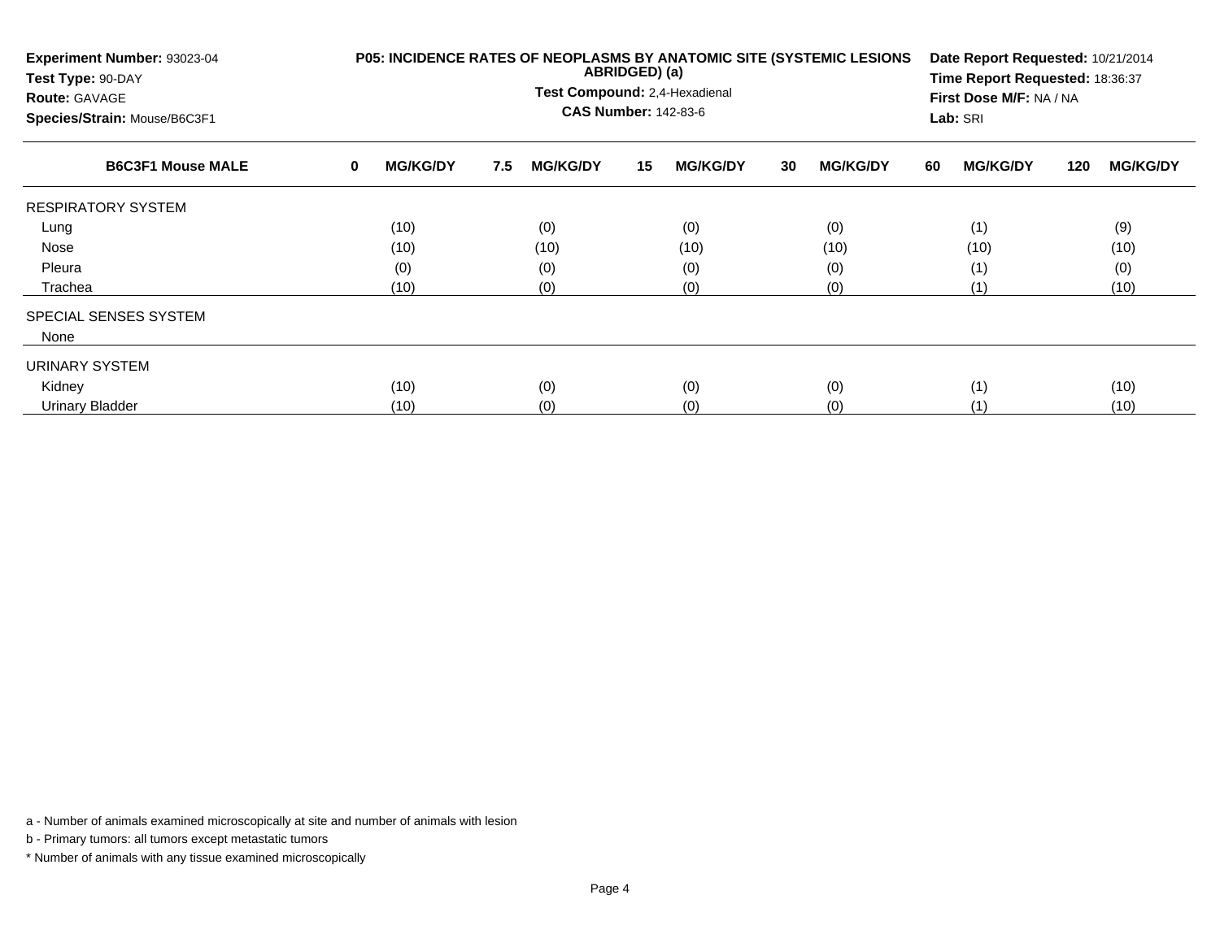**Experiment Number:** 93023-04
**Test Type:** 90-DAY
**Route:** GAVAGE
**Species/Strain:** Mouse/B6C3F1

**P05: INCIDENCE RATES OF NEOPLASMS BY ANATOMIC SITE (SYSTEMIC LESIONS ABRIDGED) (a)**
**Test Compound:** 2,4-Hexadienal
**CAS Number:** 142-83-6

**Date Report Requested:** 10/21/2014
**Time Report Requested:** 18:36:37
**First Dose M/F:** NA / NA
**Lab:** SRI

| B6C3F1 Mouse MALE | 0 MG/KG/DY | 7.5 MG/KG/DY | 15 MG/KG/DY | 30 MG/KG/DY | 60 MG/KG/DY | 120 MG/KG/DY |
|---|---|---|---|---|---|---|
| RESPIRATORY SYSTEM | | | | | | |
| Lung | (10) | (0) | (0) | (0) | (1) | (9) |
| Nose | (10) | (10) | (10) | (10) | (10) | (10) |
| Pleura | (0) | (0) | (0) | (0) | (1) | (0) |
| Trachea | (10) | (0) | (0) | (0) | (1) | (10) |
| SPECIAL SENSES SYSTEM | | | | | | |
| None | | | | | | |
| URINARY SYSTEM | | | | | | |
| Kidney | (10) | (0) | (0) | (0) | (1) | (10) |
| Urinary Bladder | (10) | (0) | (0) | (0) | (1) | (10) |

a - Number of animals examined microscopically at site and number of animals with lesion

b - Primary tumors: all tumors except metastatic tumors

* Number of animals with any tissue examined microscopically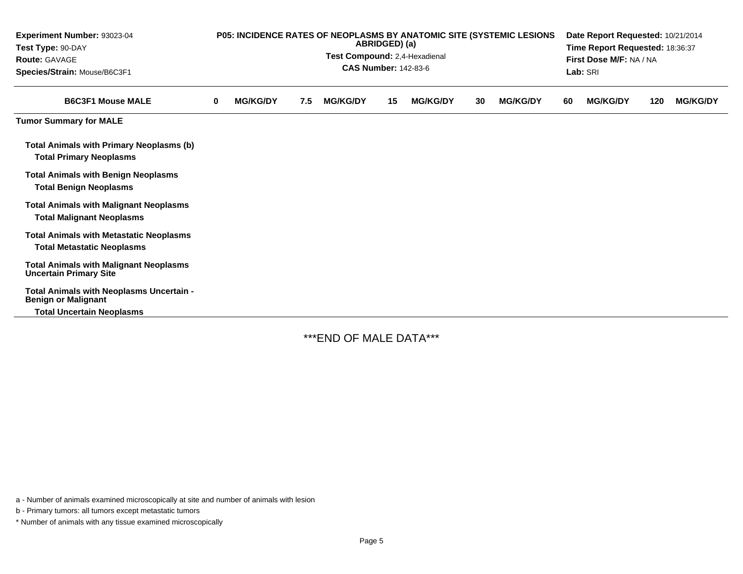**Experiment Number:** 93023-04
**Test Type:** 90-DAY
**Route:** GAVAGE
**Species/Strain:** Mouse/B6C3F1

**P05: INCIDENCE RATES OF NEOPLASMS BY ANATOMIC SITE (SYSTEMIC LESIONS ABRIDGED) (a)**
**Test Compound:** 2,4-Hexadienal
**CAS Number:** 142-83-6

**Date Report Requested:** 10/21/2014
**Time Report Requested:** 18:36:37
**First Dose M/F:** NA / NA
**Lab:** SRI

| B6C3F1 Mouse MALE | 0 MG/KG/DY | 7.5 MG/KG/DY | 15 MG/KG/DY | 30 MG/KG/DY | 60 MG/KG/DY | 120 MG/KG/DY |
|---|---|---|---|---|---|---|
| **Tumor Summary for MALE** | | | | | | |
| **Total Animals with Primary Neoplasms (b)** | | | | | | |
| **Total Primary Neoplasms** | | | | | | |
| **Total Animals with Benign Neoplasms** | | | | | | |
| **Total Benign Neoplasms** | | | | | | |
| **Total Animals with Malignant Neoplasms** | | | | | | |
| **Total Malignant Neoplasms** | | | | | | |
| **Total Animals with Metastatic Neoplasms** | | | | | | |
| **Total Metastatic Neoplasms** | | | | | | |
| **Total Animals with Malignant Neoplasms Uncertain Primary Site** | | | | | | |
| **Total Animals with Neoplasms Uncertain - Benign or Malignant** | | | | | | |
| **Total Uncertain Neoplasms** | | | | | | |

***END OF MALE DATA***

a - Number of animals examined microscopically at site and number of animals with lesion

b - Primary tumors: all tumors except metastatic tumors

* Number of animals with any tissue examined microscopically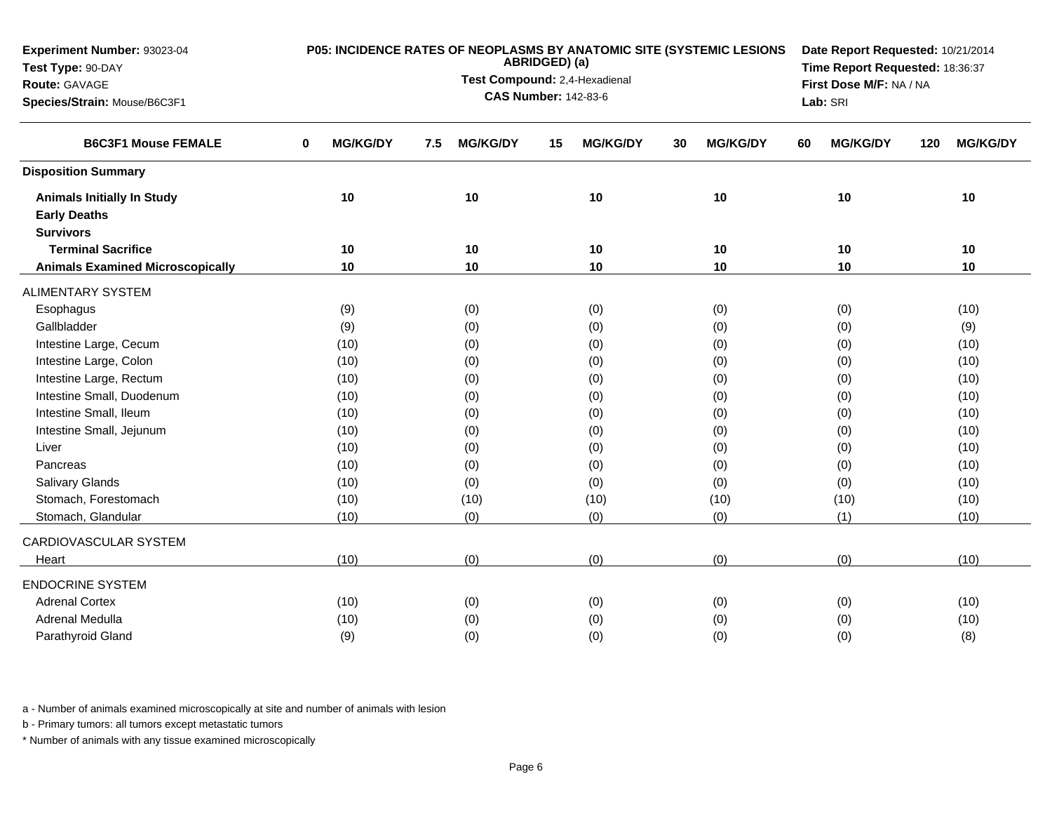**Experiment Number:** 93023-04
**Test Type:** 90-DAY
**Route:** GAVAGE
**Species/Strain:** Mouse/B6C3F1

**P05: INCIDENCE RATES OF NEOPLASMS BY ANATOMIC SITE (SYSTEMIC LESIONS ABRIDGED) (a)**
**Test Compound:** 2,4-Hexadienal
**CAS Number:** 142-83-6

**Date Report Requested:** 10/21/2014
**Time Report Requested:** 18:36:37
**First Dose M/F:** NA / NA
**Lab:** SRI

| B6C3F1 Mouse FEMALE | 0 MG/KG/DY | 7.5 MG/KG/DY | 15 MG/KG/DY | 30 MG/KG/DY | 60 MG/KG/DY | 120 MG/KG/DY |
|---|---|---|---|---|---|---|
| **Disposition Summary** | | | | | | |
| **Animals Initially In Study** | 10 | 10 | 10 | 10 | 10 | 10 |
| **Early Deaths** | | | | | | |
| **Survivors** | | | | | | |
| **Terminal Sacrifice** | 10 | 10 | 10 | 10 | 10 | 10 |
| **Animals Examined Microscopically** | 10 | 10 | 10 | 10 | 10 | 10 |
| ALIMENTARY SYSTEM | | | | | | |
| Esophagus | (9) | (0) | (0) | (0) | (0) | (10) |
| Gallbladder | (9) | (0) | (0) | (0) | (0) | (9) |
| Intestine Large, Cecum | (10) | (0) | (0) | (0) | (0) | (10) |
| Intestine Large, Colon | (10) | (0) | (0) | (0) | (0) | (10) |
| Intestine Large, Rectum | (10) | (0) | (0) | (0) | (0) | (10) |
| Intestine Small, Duodenum | (10) | (0) | (0) | (0) | (0) | (10) |
| Intestine Small, Ileum | (10) | (0) | (0) | (0) | (0) | (10) |
| Intestine Small, Jejunum | (10) | (0) | (0) | (0) | (0) | (10) |
| Liver | (10) | (0) | (0) | (0) | (0) | (10) |
| Pancreas | (10) | (0) | (0) | (0) | (0) | (10) |
| Salivary Glands | (10) | (0) | (0) | (0) | (0) | (10) |
| Stomach, Forestomach | (10) | (10) | (10) | (10) | (10) | (10) |
| Stomach, Glandular | (10) | (0) | (0) | (0) | (1) | (10) |
| CARDIOVASCULAR SYSTEM | | | | | | |
| Heart | (10) | (0) | (0) | (0) | (0) | (10) |
| ENDOCRINE SYSTEM | | | | | | |
| Adrenal Cortex | (10) | (0) | (0) | (0) | (0) | (10) |
| Adrenal Medulla | (10) | (0) | (0) | (0) | (0) | (10) |
| Parathyroid Gland | (9) | (0) | (0) | (0) | (0) | (8) |

a - Number of animals examined microscopically at site and number of animals with lesion

b - Primary tumors: all tumors except metastatic tumors

* Number of animals with any tissue examined microscopically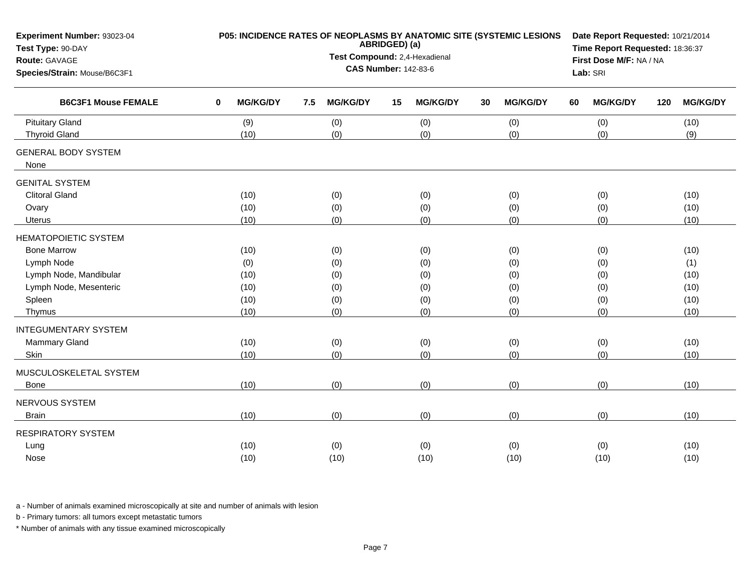**Experiment Number:** 93023-04
**Test Type:** 90-DAY
**Route:** GAVAGE
**Species/Strain:** Mouse/B6C3F1

**P05: INCIDENCE RATES OF NEOPLASMS BY ANATOMIC SITE (SYSTEMIC LESIONS ABRIDGED) (a)**
**Test Compound:** 2,4-Hexadienal
**CAS Number:** 142-83-6

**Date Report Requested:** 10/21/2014
**Time Report Requested:** 18:36:37
**First Dose M/F:** NA / NA
**Lab:** SRI

| B6C3F1 Mouse FEMALE | 0 MG/KG/DY | 7.5 MG/KG/DY | 15 MG/KG/DY | 30 MG/KG/DY | 60 MG/KG/DY | 120 MG/KG/DY |
|---|---|---|---|---|---|---|
| Pituitary Gland | (9) | (0) | (0) | (0) | (0) | (10) |
| Thyroid Gland | (10) | (0) | (0) | (0) | (0) | (9) |
| GENERAL BODY SYSTEM | | | | | | |
| None | | | | | | |
| GENITAL SYSTEM | | | | | | |
| Clitoral Gland | (10) | (0) | (0) | (0) | (0) | (10) |
| Ovary | (10) | (0) | (0) | (0) | (0) | (10) |
| Uterus | (10) | (0) | (0) | (0) | (0) | (10) |
| HEMATOPOIETIC SYSTEM | | | | | | |
| Bone Marrow | (10) | (0) | (0) | (0) | (0) | (10) |
| Lymph Node | (0) | (0) | (0) | (0) | (0) | (1) |
| Lymph Node, Mandibular | (10) | (0) | (0) | (0) | (0) | (10) |
| Lymph Node, Mesenteric | (10) | (0) | (0) | (0) | (0) | (10) |
| Spleen | (10) | (0) | (0) | (0) | (0) | (10) |
| Thymus | (10) | (0) | (0) | (0) | (0) | (10) |
| INTEGUMENTARY SYSTEM | | | | | | |
| Mammary Gland | (10) | (0) | (0) | (0) | (0) | (10) |
| Skin | (10) | (0) | (0) | (0) | (0) | (10) |
| MUSCULOSKELETAL SYSTEM | | | | | | |
| Bone | (10) | (0) | (0) | (0) | (0) | (10) |
| NERVOUS SYSTEM | | | | | | |
| Brain | (10) | (0) | (0) | (0) | (0) | (10) |
| RESPIRATORY SYSTEM | | | | | | |
| Lung | (10) | (0) | (0) | (0) | (0) | (10) |
| Nose | (10) | (10) | (10) | (10) | (10) | (10) |

a - Number of animals examined microscopically at site and number of animals with lesion

b - Primary tumors: all tumors except metastatic tumors

* Number of animals with any tissue examined microscopically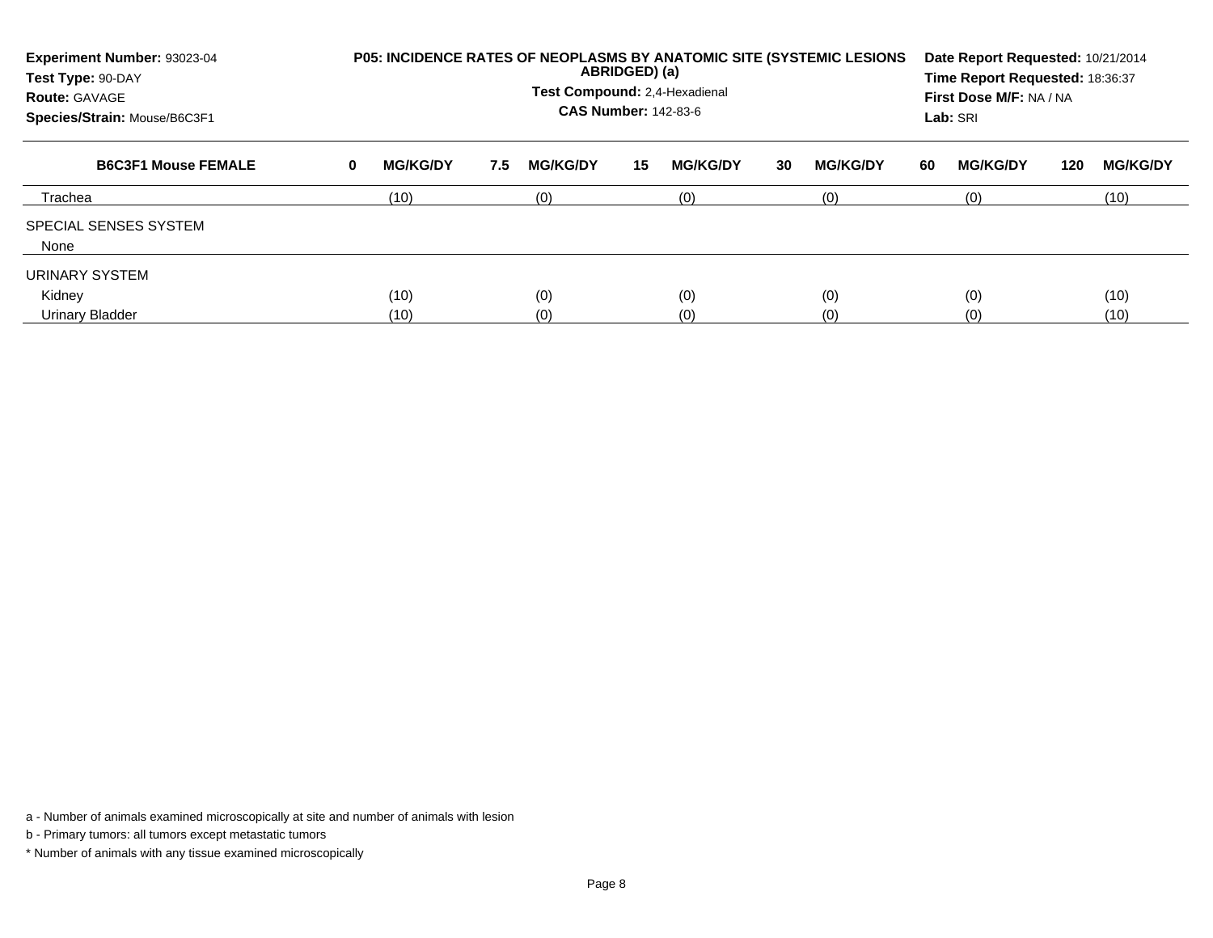**Experiment Number:** 93023-04
**Test Type:** 90-DAY
**Route:** GAVAGE
**Species/Strain:** Mouse/B6C3F1

**P05: INCIDENCE RATES OF NEOPLASMS BY ANATOMIC SITE (SYSTEMIC LESIONS ABRIDGED) (a)**
**Test Compound:** 2,4-Hexadienal
**CAS Number:** 142-83-6

**Date Report Requested:** 10/21/2014
**Time Report Requested:** 18:36:37
**First Dose M/F:** NA / NA
**Lab:** SRI

| B6C3F1 Mouse FEMALE | 0 MG/KG/DY | 7.5 MG/KG/DY | 15 MG/KG/DY | 30 MG/KG/DY | 60 MG/KG/DY | 120 MG/KG/DY |
|---|---|---|---|---|---|---|
| Trachea | (10) | (0) | (0) | (0) | (0) | (10) |
| SPECIAL SENSES SYSTEM | | | | | | |
| None | | | | | | |
| URINARY SYSTEM | | | | | | |
| Kidney | (10) | (0) | (0) | (0) | (0) | (10) |
| Urinary Bladder | (10) | (0) | (0) | (0) | (0) | (10) |

a - Number of animals examined microscopically at site and number of animals with lesion

b - Primary tumors: all tumors except metastatic tumors

* Number of animals with any tissue examined microscopically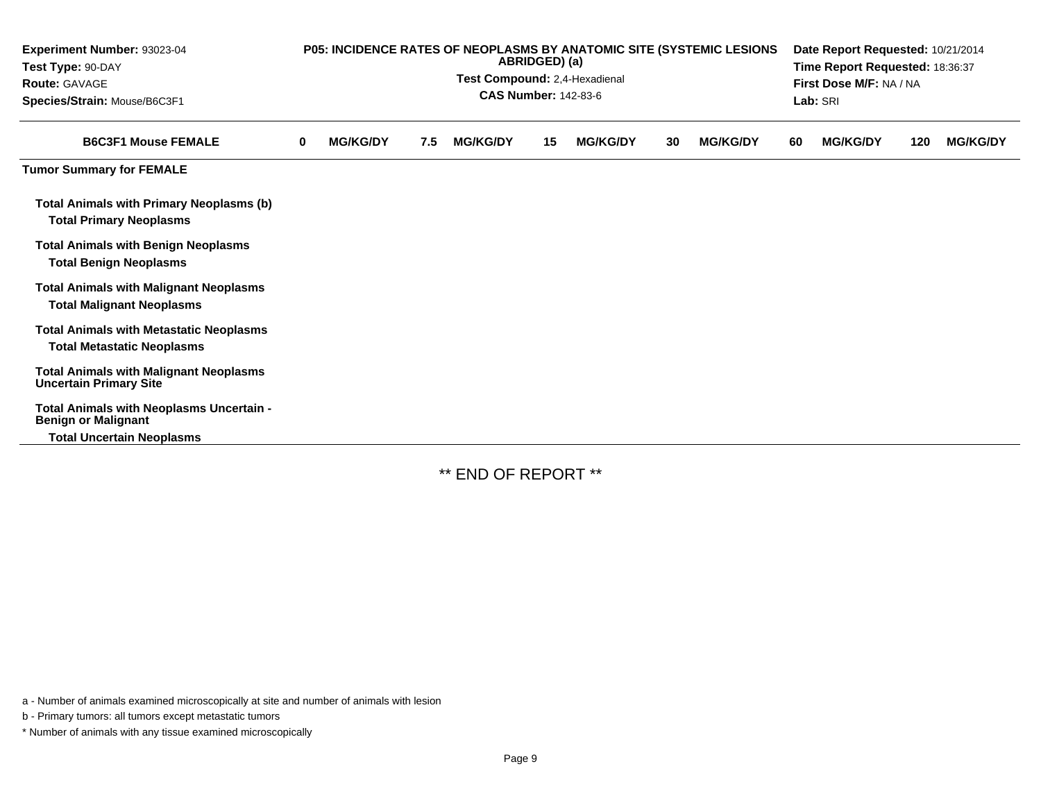| Experiment Number: 93023-04 | P05: INCIDENCE RATES OF NEOPLASMS BY ANATOMIC SITE (SYSTEMIC LESIONS ABRIDGED) (a) | Date Report Requested: 10/21/2014 |
|---|---|---|
| Test Type: 90-DAY | Test Compound: 2,4-Hexadienal | Time Report Requested: 18:36:37 |
| Route: GAVAGE | CAS Number: 142-83-6 | First Dose M/F: NA / NA |
| Species/Strain: Mouse/B6C3F1 | | Lab: SRI |

| B6C3F1 Mouse FEMALE | 0 MG/KG/DY | 7.5 MG/KG/DY | 15 MG/KG/DY | 30 MG/KG/DY | 60 MG/KG/DY | 120 MG/KG/DY |
|---|---|---|---|---|---|---|
| **Tumor Summary for FEMALE** | | | | | | |
| **Total Animals with Primary Neoplasms (b)** | | | | | | |
| **Total Primary Neoplasms** | | | | | | |
| **Total Animals with Benign Neoplasms** | | | | | | |
| **Total Benign Neoplasms** | | | | | | |
| **Total Animals with Malignant Neoplasms** | | | | | | |
| **Total Malignant Neoplasms** | | | | | | |
| **Total Animals with Metastatic Neoplasms** | | | | | | |
| **Total Metastatic Neoplasms** | | | | | | |
| **Total Animals with Malignant Neoplasms Uncertain Primary Site** | | | | | | |
| **Total Animals with Neoplasms Uncertain - Benign or Malignant** | | | | | | |
| **Total Uncertain Neoplasms** | | | | | | |

** END OF REPORT **

a - Number of animals examined microscopically at site and number of animals with lesion

b - Primary tumors: all tumors except metastatic tumors

* Number of animals with any tissue examined microscopically